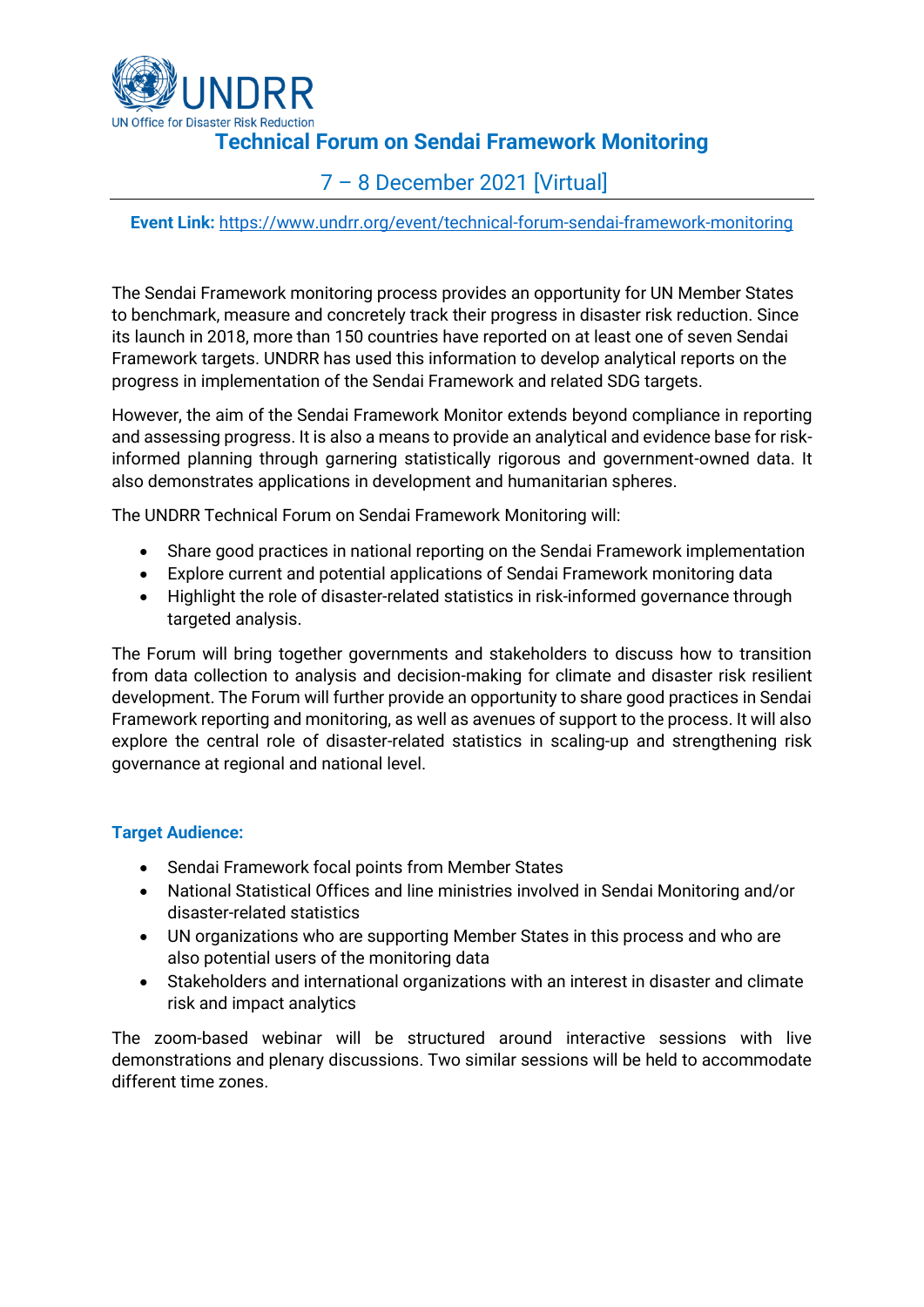UNDRR
UN Office for Disaster Risk Reduction

# Technical Forum on Sendai Framework Monitoring

## 7 – 8 December 2021 [Virtual]

**Event Link:** https://www.undrr.org/event/technical-forum-sendai-framework-monitoring

The Sendai Framework monitoring process provides an opportunity for UN Member States to benchmark, measure and concretely track their progress in disaster risk reduction. Since its launch in 2018, more than 150 countries have reported on at least one of seven Sendai Framework targets. UNDRR has used this information to develop analytical reports on the progress in implementation of the Sendai Framework and related SDG targets.

However, the aim of the Sendai Framework Monitor extends beyond compliance in reporting and assessing progress. It is also a means to provide an analytical and evidence base for risk-informed planning through garnering statistically rigorous and government-owned data. It also demonstrates applications in development and humanitarian spheres.

The UNDRR Technical Forum on Sendai Framework Monitoring will:

- Share good practices in national reporting on the Sendai Framework implementation
- Explore current and potential applications of Sendai Framework monitoring data
- Highlight the role of disaster-related statistics in risk-informed governance through targeted analysis.

The Forum will bring together governments and stakeholders to discuss how to transition from data collection to analysis and decision-making for climate and disaster risk resilient development. The Forum will further provide an opportunity to share good practices in Sendai Framework reporting and monitoring, as well as avenues of support to the process. It will also explore the central role of disaster-related statistics in scaling-up and strengthening risk governance at regional and national level.

### Target Audience:

- Sendai Framework focal points from Member States
- National Statistical Offices and line ministries involved in Sendai Monitoring and/or disaster-related statistics
- UN organizations who are supporting Member States in this process and who are also potential users of the monitoring data
- Stakeholders and international organizations with an interest in disaster and climate risk and impact analytics

The zoom-based webinar will be structured around interactive sessions with live demonstrations and plenary discussions. Two similar sessions will be held to accommodate different time zones.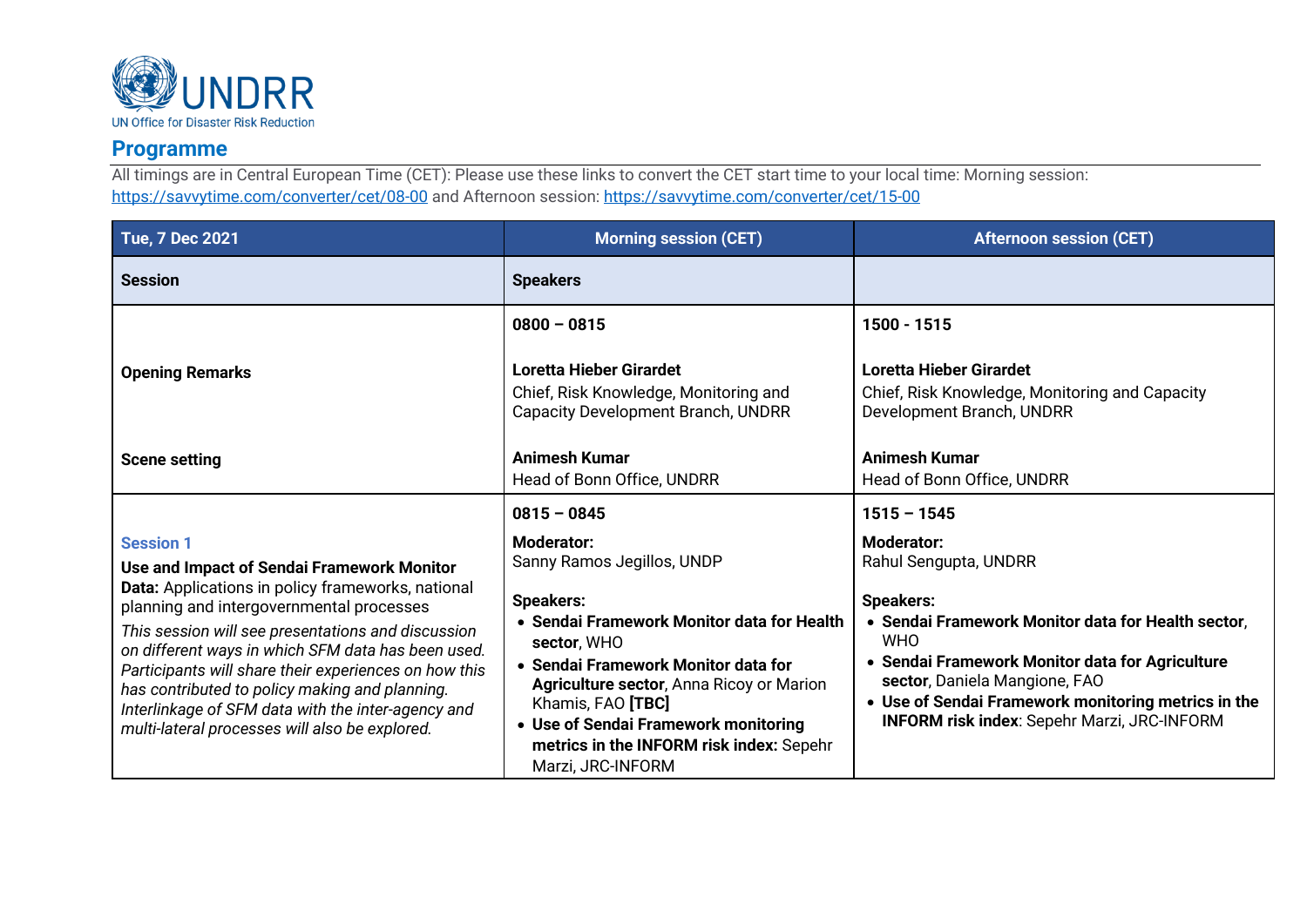UNDRR
UN Office for Disaster Risk Reduction

## Programme

All timings are in Central European Time (CET): Please use these links to convert the CET start time to your local time: Morning session: https://savvytime.com/converter/cet/08-00 and Afternoon session: https://savvytime.com/converter/cet/15-00

| **Tue, 7 Dec 2021** | **Morning session (CET)** | **Afternoon session (CET)** |
|---|---|---|
| **Session** | **Speakers** | |
| **Opening Remarks**<br><br>**Scene setting** | **0800 – 0815**<br><br>**Loretta Hieber Girardet**<br>Chief, Risk Knowledge, Monitoring and Capacity Development Branch, UNDRR<br><br>**Animesh Kumar**<br>Head of Bonn Office, UNDRR | **1500 - 1515**<br><br>**Loretta Hieber Girardet**<br>Chief, Risk Knowledge, Monitoring and Capacity Development Branch, UNDRR<br><br>**Animesh Kumar**<br>Head of Bonn Office, UNDRR |
| **Session 1**<br>**Use and Impact of Sendai Framework Monitor Data:** Applications in policy frameworks, national planning and intergovernmental processes<br>*This session will see presentations and discussion on different ways in which SFM data has been used. Participants will share their experiences on how this has contributed to policy making and planning. Interlinkage of SFM data with the inter-agency and multi-lateral processes will also be explored.* | **0815 – 0845**<br>**Moderator:**<br>Sanny Ramos Jegillos, UNDP<br><br>**Speakers:**<br>• **Sendai Framework Monitor data for Health sector**, WHO<br>• **Sendai Framework Monitor data for Agriculture sector**, Anna Ricoy or Marion Khamis, FAO **[TBC]**<br>• **Use of Sendai Framework monitoring metrics in the INFORM risk index:** Sepehr Marzi, JRC-INFORM | **1515 – 1545**<br>**Moderator:**<br>Rahul Sengupta, UNDRR<br><br>**Speakers:**<br>• **Sendai Framework Monitor data for Health sector**, WHO<br>• **Sendai Framework Monitor data for Agriculture sector**, Daniela Mangione, FAO<br>• **Use of Sendai Framework monitoring metrics in the INFORM risk index**: Sepehr Marzi, JRC-INFORM |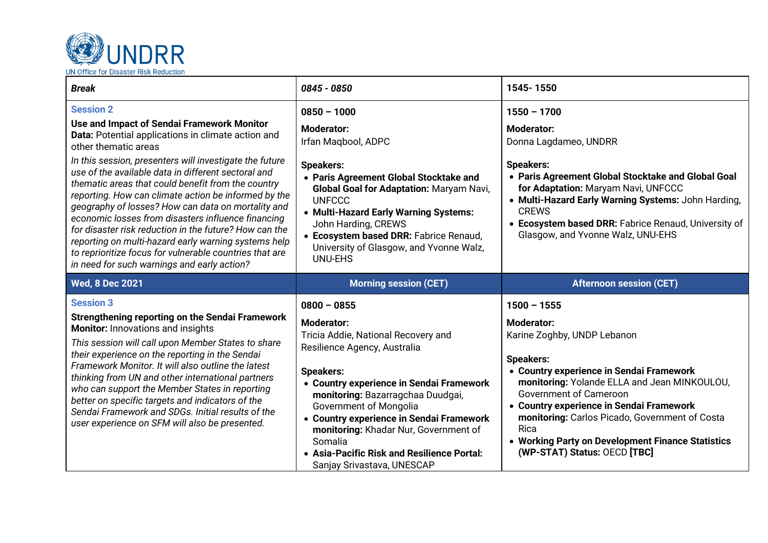| *Break* | *0845 - 0850* | 1545- 1550 |
|---|---|---|
| **Session 2**<br>**Use and Impact of Sendai Framework Monitor Data:** Potential applications in climate action and other thematic areas<br>*In this session, presenters will investigate the future use of the available data in different sectoral and thematic areas that could benefit from the country reporting. How can climate action be informed by the geography of losses? How can data on mortality and economic losses from disasters influence financing for disaster risk reduction in the future? How can the reporting on multi-hazard early warning systems help to reprioritize focus for vulnerable countries that are in need for such warnings and early action?* | **0850 – 1000**<br>**Moderator:**<br>Irfan Maqbool, ADPC<br>**Speakers:**<br>• **Paris Agreement Global Stocktake and Global Goal for Adaptation:** Maryam Navi, UNFCCC<br>• **Multi-Hazard Early Warning Systems:** John Harding, CREWS<br>• **Ecosystem based DRR:** Fabrice Renaud, University of Glasgow, and Yvonne Walz, UNU-EHS | **1550 – 1700**<br>**Moderator:**<br>Donna Lagdameo, UNDRR<br>**Speakers:**<br>• **Paris Agreement Global Stocktake and Global Goal for Adaptation:** Maryam Navi, UNFCCC<br>• **Multi-Hazard Early Warning Systems:** John Harding, CREWS<br>• **Ecosystem based DRR:** Fabrice Renaud, University of Glasgow, and Yvonne Walz, UNU-EHS |
| **Wed, 8 Dec 2021** | **Morning session (CET)** | **Afternoon session (CET)** |
| **Session 3**<br>**Strengthening reporting on the Sendai Framework Monitor:** Innovations and insights<br>*This session will call upon Member States to share their experience on the reporting in the Sendai Framework Monitor. It will also outline the latest thinking from UN and other international partners who can support the Member States in reporting better on specific targets and indicators of the Sendai Framework and SDGs. Initial results of the user experience on SFM will also be presented.* | **0800 – 0855**<br>**Moderator:**<br>Tricia Addie, National Recovery and Resilience Agency, Australia<br>**Speakers:**<br>• **Country experience in Sendai Framework monitoring:** Bazarragchaa Duudgai, Government of Mongolia<br>• **Country experience in Sendai Framework monitoring:** Khadar Nur, Government of Somalia<br>• **Asia-Pacific Risk and Resilience Portal:** Sanjay Srivastava, UNESCAP | **1500 – 1555**<br>**Moderator:**<br>Karine Zoghby, UNDP Lebanon<br>**Speakers:**<br>• **Country experience in Sendai Framework monitoring:** Yolande ELLA and Jean MINKOULOU, Government of Cameroon<br>• **Country experience in Sendai Framework monitoring:** Carlos Picado, Government of Costa Rica<br>• **Working Party on Development Finance Statistics (WP-STAT) Status:** OECD **[TBC]** |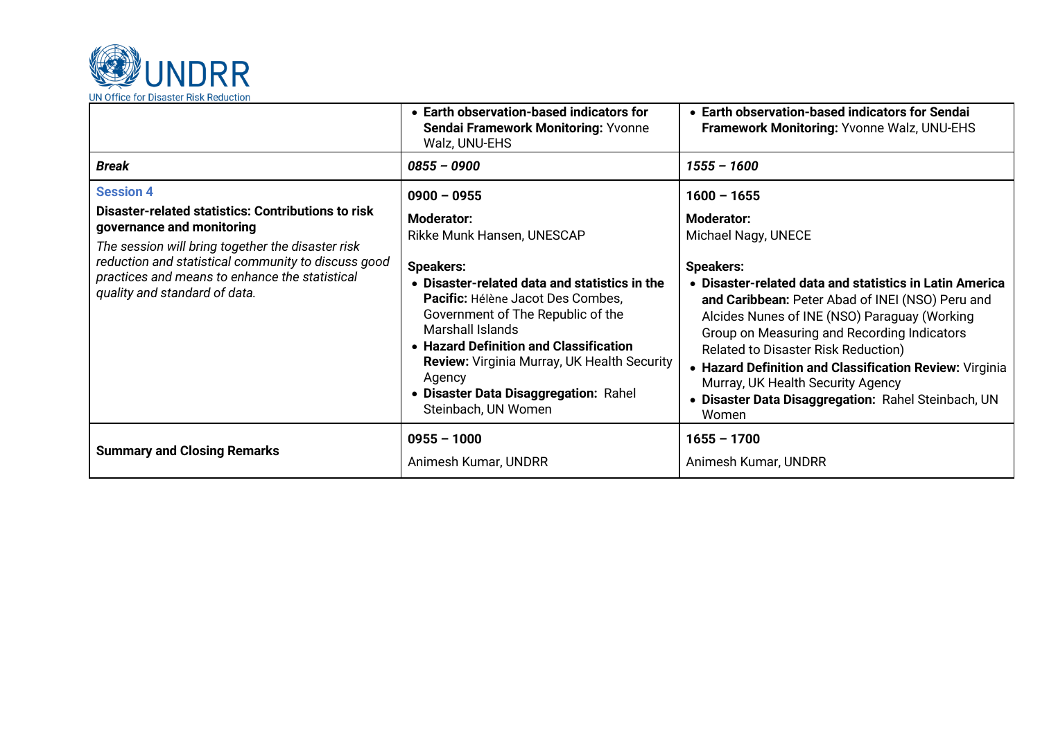| | | |
|---|---|---|
| | • **Earth observation-based indicators for Sendai Framework Monitoring:** Yvonne Walz, UNU-EHS | • **Earth observation-based indicators for Sendai Framework Monitoring:** Yvonne Walz, UNU-EHS |
| ***Break*** | ***0855 – 0900*** | ***1555 – 1600*** |
| **Session 4**<br>**Disaster-related statistics: Contributions to risk governance and monitoring**<br>*The session will bring together the disaster risk reduction and statistical community to discuss good practices and means to enhance the statistical quality and standard of data.* | **0900 – 0955**<br>**Moderator:**<br>Rikke Munk Hansen, UNESCAP<br>**Speakers:**<br>• **Disaster-related data and statistics in the Pacific:** Hélène Jacot Des Combes, Government of The Republic of the Marshall Islands<br>• **Hazard Definition and Classification Review:** Virginia Murray, UK Health Security Agency<br>• **Disaster Data Disaggregation:** Rahel Steinbach, UN Women | **1600 – 1655**<br>**Moderator:**<br>Michael Nagy, UNECE<br>**Speakers:**<br>• **Disaster-related data and statistics in Latin America and Caribbean:** Peter Abad of INEI (NSO) Peru and Alcides Nunes of INE (NSO) Paraguay (Working Group on Measuring and Recording Indicators Related to Disaster Risk Reduction)<br>• **Hazard Definition and Classification Review:** Virginia Murray, UK Health Security Agency<br>• **Disaster Data Disaggregation:** Rahel Steinbach, UN Women |
| **Summary and Closing Remarks** | **0955 – 1000**<br>Animesh Kumar, UNDRR | **1655 – 1700**<br>Animesh Kumar, UNDRR |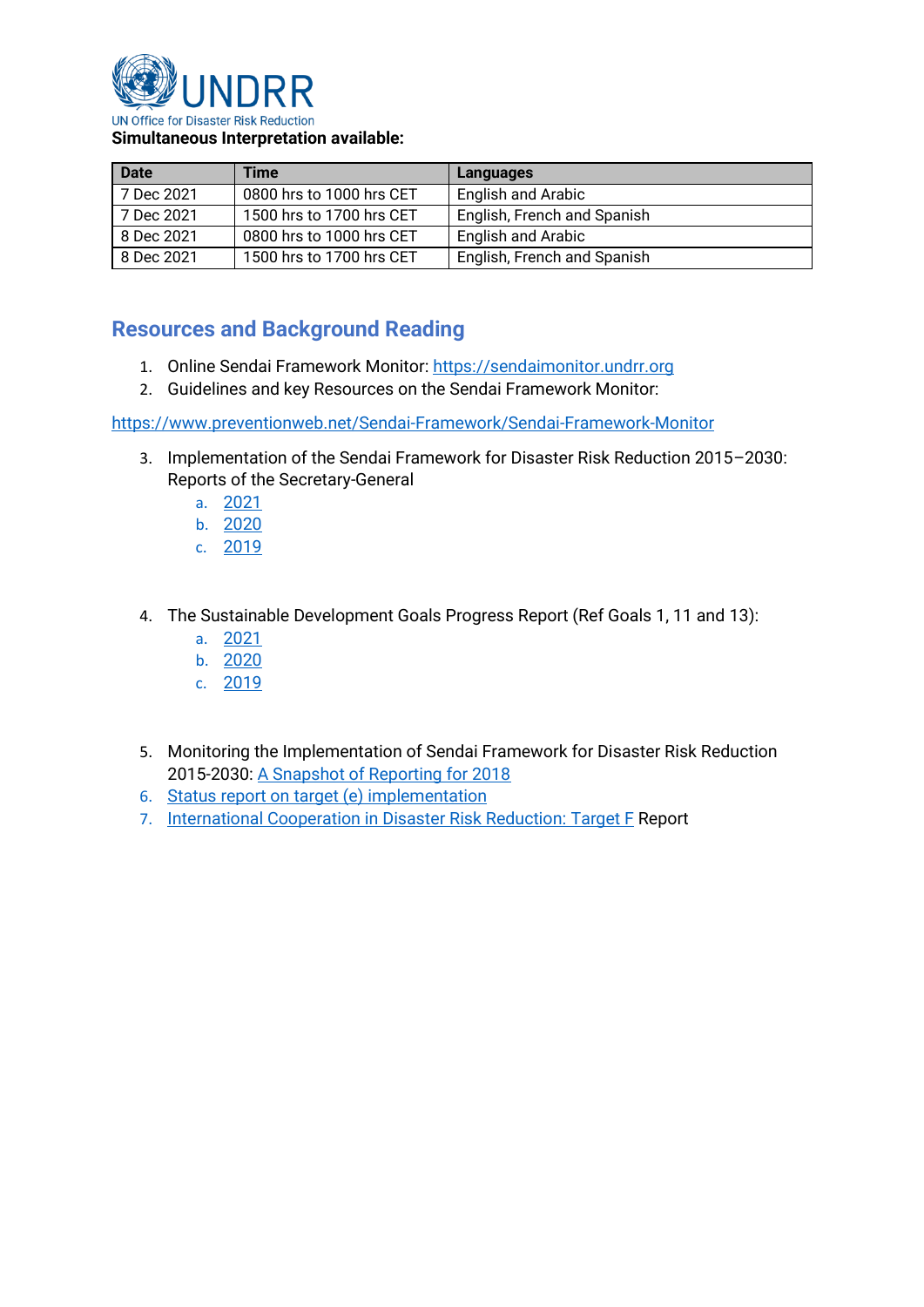**Simultaneous Interpretation available:**

| Date | Time | Languages |
|---|---|---|
| 7 Dec 2021 | 0800 hrs to 1000 hrs CET | English and Arabic |
| 7 Dec 2021 | 1500 hrs to 1700 hrs CET | English, French and Spanish |
| 8 Dec 2021 | 0800 hrs to 1000 hrs CET | English and Arabic |
| 8 Dec 2021 | 1500 hrs to 1700 hrs CET | English, French and Spanish |

## Resources and Background Reading

1. Online Sendai Framework Monitor: https://sendaimonitor.undrr.org
2. Guidelines and key Resources on the Sendai Framework Monitor:

https://www.preventionweb.net/Sendai-Framework/Sendai-Framework-Monitor

3. Implementation of the Sendai Framework for Disaster Risk Reduction 2015–2030: Reports of the Secretary-General
   a. 2021
   b. 2020
   c. 2019

4. The Sustainable Development Goals Progress Report (Ref Goals 1, 11 and 13):
   a. 2021
   b. 2020
   c. 2019

5. Monitoring the Implementation of Sendai Framework for Disaster Risk Reduction 2015-2030: A Snapshot of Reporting for 2018
6. Status report on target (e) implementation
7. International Cooperation in Disaster Risk Reduction: Target F Report